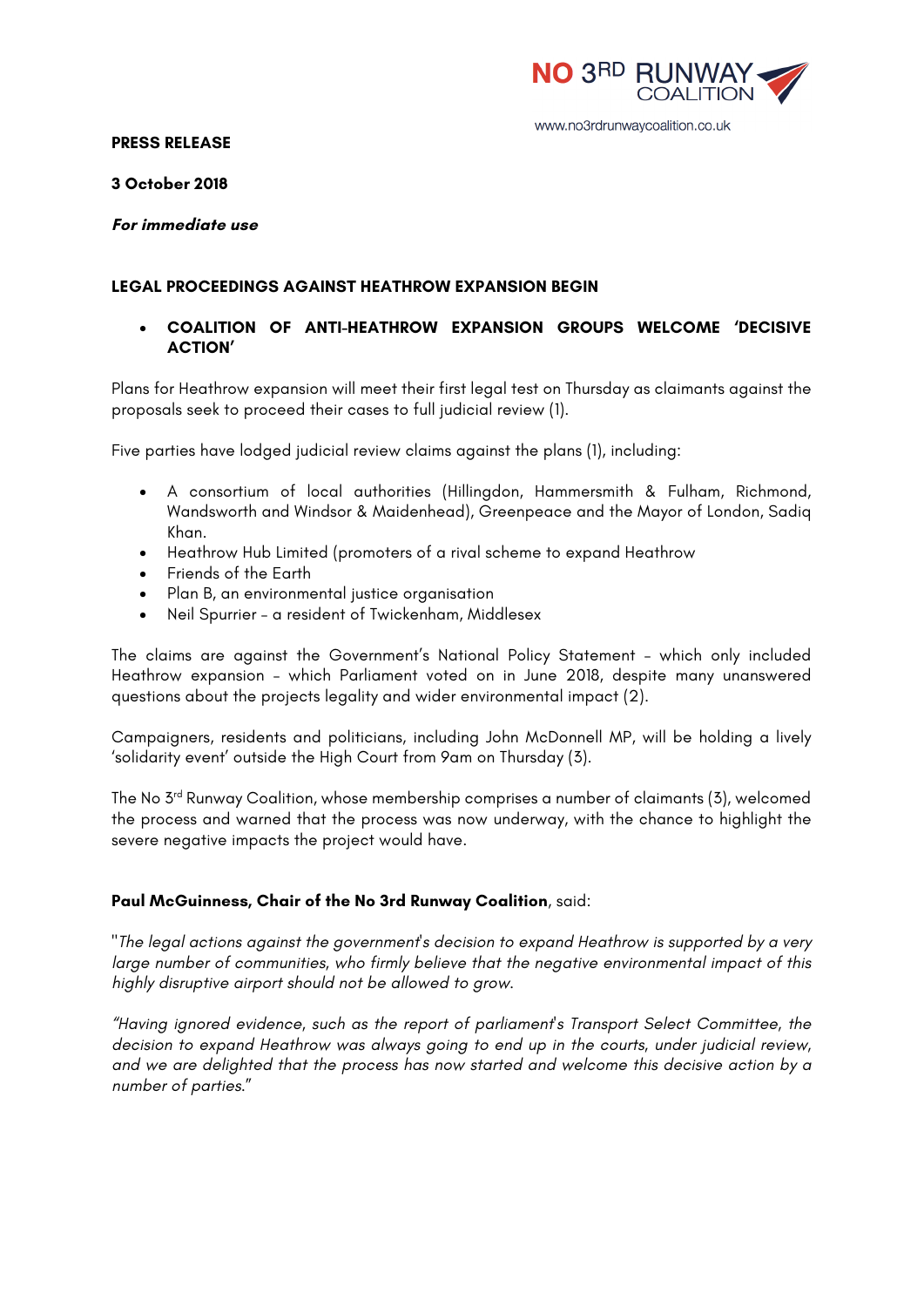NO 3RD RUNWAY COALITION

www.no3rdrunwaycoalition.co.uk

**PRESS RELEASE**

**3 October 2018**

***For immediate use***

**LEGAL PROCEEDINGS AGAINST HEATHROW EXPANSION BEGIN**

- **COALITION OF ANTI-HEATHROW EXPANSION GROUPS WELCOME 'DECISIVE ACTION'**

Plans for Heathrow expansion will meet their first legal test on Thursday as claimants against the proposals seek to proceed their cases to full judicial review (1).

Five parties have lodged judicial review claims against the plans (1), including:

- A consortium of local authorities (Hillingdon, Hammersmith & Fulham, Richmond, Wandsworth and Windsor & Maidenhead), Greenpeace and the Mayor of London, Sadiq Khan.
- Heathrow Hub Limited (promoters of a rival scheme to expand Heathrow
- Friends of the Earth
- Plan B, an environmental justice organisation
- Neil Spurrier – a resident of Twickenham, Middlesex

The claims are against the Government's National Policy Statement – which only included Heathrow expansion – which Parliament voted on in June 2018, despite many unanswered questions about the projects legality and wider environmental impact (2).

Campaigners, residents and politicians, including John McDonnell MP, will be holding a lively 'solidarity event' outside the High Court from 9am on Thursday (3).

The No 3rd Runway Coalition, whose membership comprises a number of claimants (3), welcomed the process and warned that the process was now underway, with the chance to highlight the severe negative impacts the project would have.

**Paul McGuinness, Chair of the No 3rd Runway Coalition**, said:

"*The legal actions against the government's decision to expand Heathrow is supported by a very large number of communities, who firmly believe that the negative environmental impact of this highly disruptive airport should not be allowed to grow.*

*"Having ignored evidence, such as the report of parliament's Transport Select Committee, the decision to expand Heathrow was always going to end up in the courts, under judicial review, and we are delighted that the process has now started and welcome this decisive action by a number of parties."*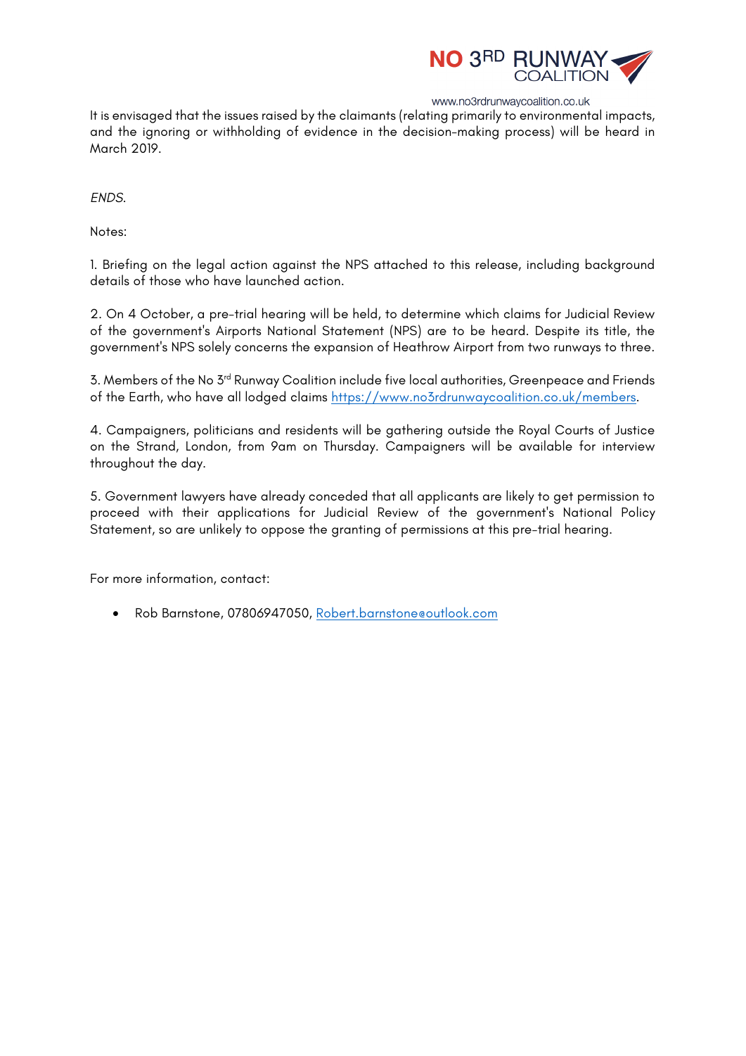It is envisaged that the issues raised by the claimants (relating primarily to environmental impacts, and the ignoring or withholding of evidence in the decision-making process) will be heard in March 2019.

*ENDS.*

Notes:

1. Briefing on the legal action against the NPS attached to this release, including background details of those who have launched action.

2. On 4 October, a pre-trial hearing will be held, to determine which claims for Judicial Review of the government's Airports National Statement (NPS) are to be heard. Despite its title, the government's NPS solely concerns the expansion of Heathrow Airport from two runways to three.

3. Members of the No 3rd Runway Coalition include five local authorities, Greenpeace and Friends of the Earth, who have all lodged claims [https://www.no3rdrunwaycoalition.co.uk/members](https://www.no3rdrunwaycoalition.co.uk/members).

4. Campaigners, politicians and residents will be gathering outside the Royal Courts of Justice on the Strand, London, from 9am on Thursday. Campaigners will be available for interview throughout the day.

5. Government lawyers have already conceded that all applicants are likely to get permission to proceed with their applications for Judicial Review of the government's National Policy Statement, so are unlikely to oppose the granting of permissions at this pre-trial hearing.

For more information, contact:

- Rob Barnstone, 07806947050, [Robert.barnstone@outlook.com](mailto:Robert.barnstone@outlook.com)